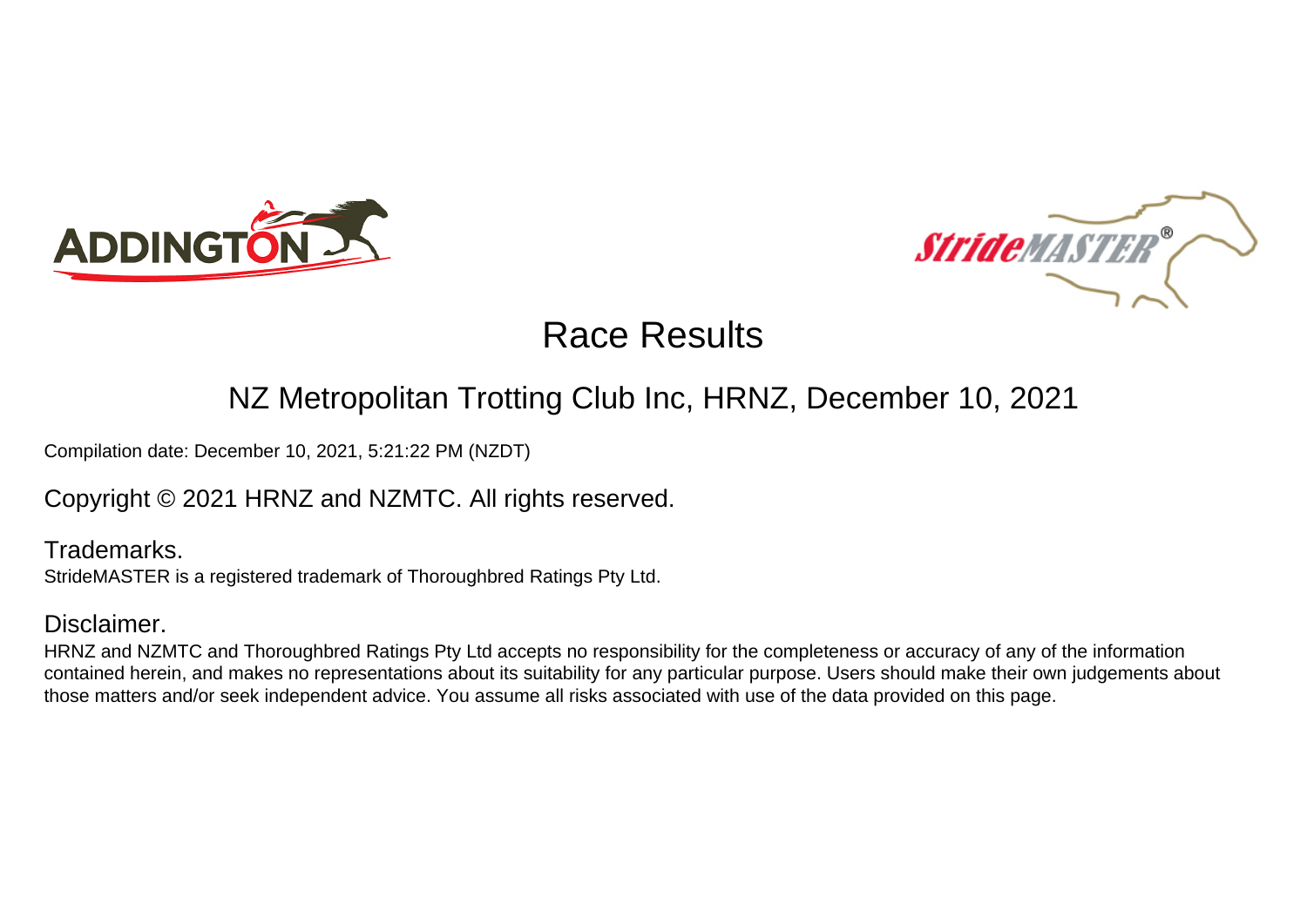# Race Results

## NZ Metropolitan Trotting Club Inc, HRNZ, December 10, 2021

Compilation date: December 10, 2021, 5:21:22 PM (NZDT)

Copyright © 2021 HRNZ and NZMTC. All rights reserved.

### Trademarks.

StrideMASTER is a registered trademark of Thoroughbred Ratings Pty Ltd.

### Disclaimer.

HRNZ and NZMTC and Thoroughbred Ratings Pty Ltd accepts no responsibility for the completeness or accuracy of any of the information contained herein, and makes no representations about its suitability for any particular purpose. Users should make their own judgements about those matters and/or seek independent advice. You assume all risks associated with use of the data provided on this page.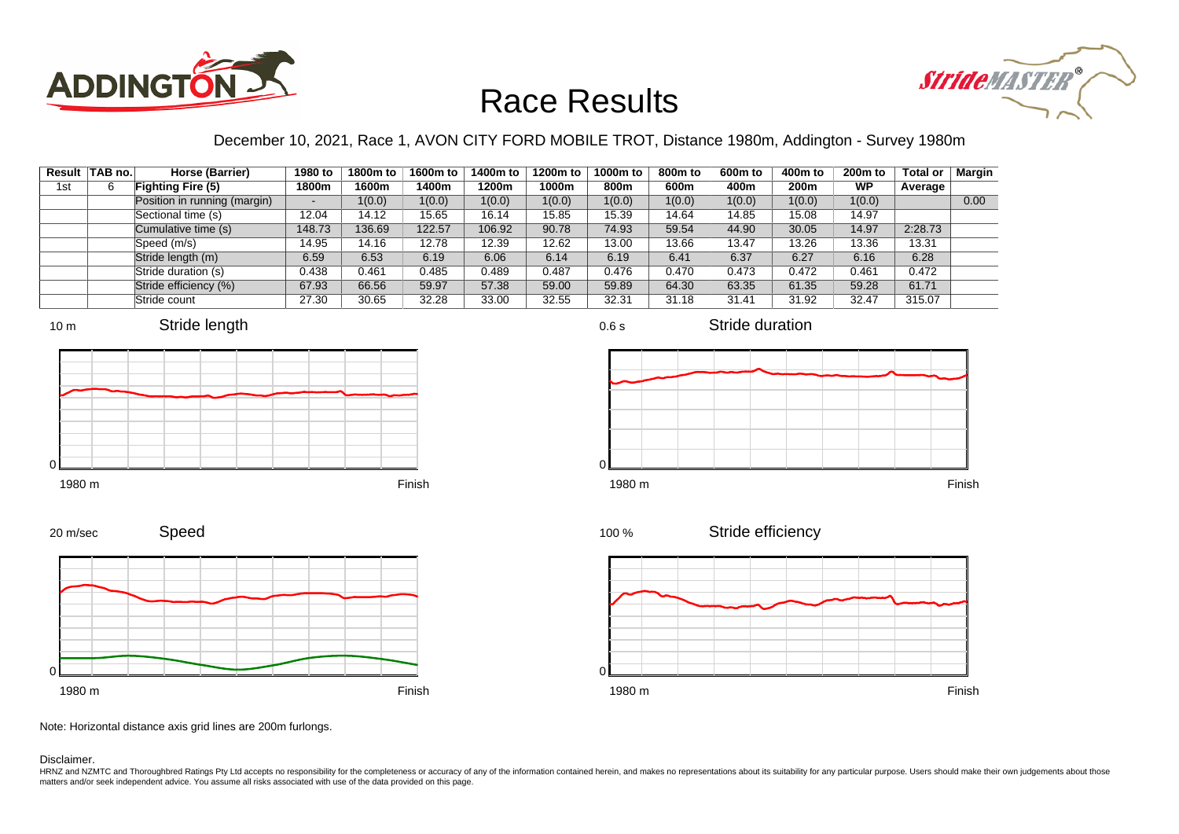# Race Results

December 10, 2021, Race 1, AVON CITY FORD MOBILE TROT, Distance 1980m, Addington - Survey 1980m

| Result | TAB no. | Horse (Barrier) | 1980 to 1800m | 1800m to 1600m | 1600m to 1400m | 1400m to 1200m | 1200m to 1000m | 1000m to 800m | 800m to 600m | 600m to 400m | 400m to 200m | 200m to WP | Total or Average | Margin |
|---|---|---|---|---|---|---|---|---|---|---|---|---|---|---|
| 1st | 6 | **Fighting Fire (5)** | | | | | | | | | | | | |
| | | Position in running (margin) | - | 1(0.0) | 1(0.0) | 1(0.0) | 1(0.0) | 1(0.0) | 1(0.0) | 1(0.0) | 1(0.0) | 1(0.0) | | 0.00 |
| | | Sectional time (s) | 12.04 | 14.12 | 15.65 | 16.14 | 15.85 | 15.39 | 14.64 | 14.85 | 15.08 | 14.97 | | |
| | | Cumulative time (s) | 148.73 | 136.69 | 122.57 | 106.92 | 90.78 | 74.93 | 59.54 | 44.90 | 30.05 | 14.97 | 2:28.73 | |
| | | Speed (m/s) | 14.95 | 14.16 | 12.78 | 12.39 | 12.62 | 13.00 | 13.66 | 13.47 | 13.26 | 13.36 | 13.31 | |
| | | Stride length (m) | 6.59 | 6.53 | 6.19 | 6.06 | 6.14 | 6.19 | 6.41 | 6.37 | 6.27 | 6.16 | 6.28 | |
| | | Stride duration (s) | 0.438 | 0.461 | 0.485 | 0.489 | 0.487 | 0.476 | 0.470 | 0.473 | 0.472 | 0.461 | 0.472 | |
| | | Stride efficiency (%) | 67.93 | 66.56 | 59.97 | 57.38 | 59.00 | 59.89 | 64.30 | 63.35 | 61.35 | 59.28 | 61.71 | |
| | | Stride count | 27.30 | 30.65 | 32.28 | 33.00 | 32.55 | 32.31 | 31.18 | 31.41 | 31.92 | 32.47 | 315.07 | |

Note: Horizontal distance axis grid lines are 200m furlongs.

Disclaimer.

HRNZ and NZMTC and Thoroughbred Ratings Pty Ltd accepts no responsibility for the completeness or accuracy of any of the information contained herein, and makes no representations about its suitability for any particular purpose. Users should make their own judgements about those matters and/or seek independent advice. You assume all risks associated with use of the data provided on this page.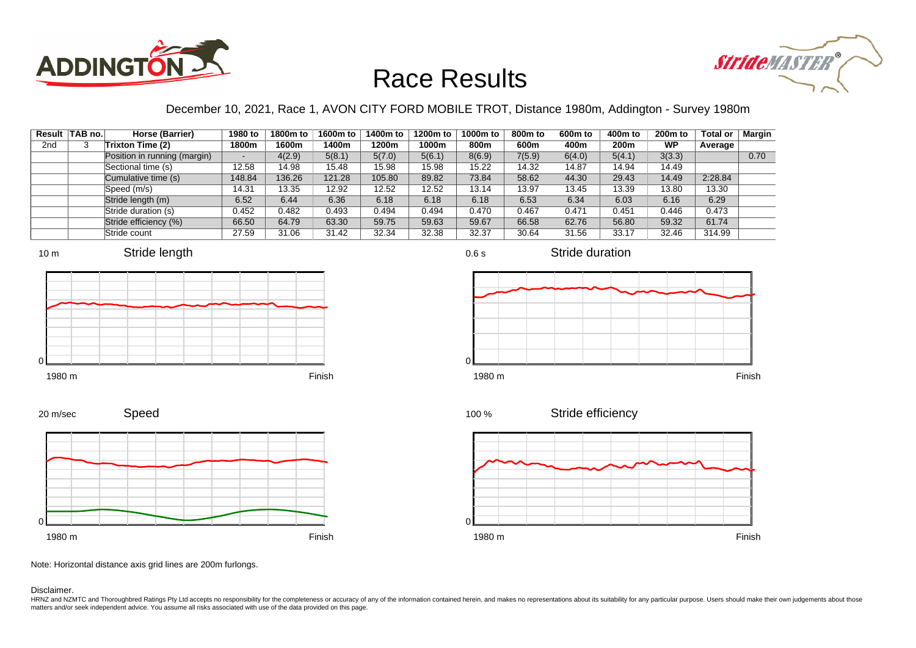# Race Results

December 10, 2021, Race 1, AVON CITY FORD MOBILE TROT, Distance 1980m, Addington - Survey 1980m

| Result | TAB no. | Horse (Barrier) | 1980 to 1800m | 1800m to 1600m | 1600m to 1400m | 1400m to 1200m | 1200m to 1000m | 1000m to 800m | 800m to 600m | 600m to 400m | 400m to 200m | 200m to WP | Total or Average | Margin |
|---|---|---|---|---|---|---|---|---|---|---|---|---|---|---|
| 2nd | 3 | **Trixton Time (2)** | | | | | | | | | | | | |
| | | Position in running (margin) | - | 4(2.9) | 5(8.1) | 5(7.0) | 5(6.1) | 8(6.9) | 7(5.9) | 6(4.0) | 5(4.1) | 3(3.3) | | 0.70 |
| | | Sectional time (s) | 12.58 | 14.98 | 15.48 | 15.98 | 15.98 | 15.22 | 14.32 | 14.87 | 14.94 | 14.49 | | |
| | | Cumulative time (s) | 148.84 | 136.26 | 121.28 | 105.80 | 89.82 | 73.84 | 58.62 | 44.30 | 29.43 | 14.49 | 2:28.84 | |
| | | Speed (m/s) | 14.31 | 13.35 | 12.92 | 12.52 | 12.52 | 13.14 | 13.97 | 13.45 | 13.39 | 13.80 | 13.30 | |
| | | Stride length (m) | 6.52 | 6.44 | 6.36 | 6.18 | 6.18 | 6.18 | 6.53 | 6.34 | 6.03 | 6.16 | 6.29 | |
| | | Stride duration (s) | 0.452 | 0.482 | 0.493 | 0.494 | 0.494 | 0.470 | 0.467 | 0.471 | 0.451 | 0.446 | 0.473 | |
| | | Stride efficiency (%) | 66.50 | 64.79 | 63.30 | 59.75 | 59.63 | 59.67 | 66.58 | 62.76 | 56.80 | 59.32 | 61.74 | |
| | | Stride count | 27.59 | 31.06 | 31.42 | 32.34 | 32.38 | 32.37 | 30.64 | 31.56 | 33.17 | 32.46 | 314.99 | |

Stride length (10 m; 1980 m to Finish)

Stride duration (0.6 s; 1980 m to Finish)

Speed (20 m/sec; 1980 m to Finish)

Stride efficiency (100 %; 1980 m to Finish)

Note: Horizontal distance axis grid lines are 200m furlongs.

Disclaimer.

HRNZ and NZMTC and Thoroughbred Ratings Pty Ltd accepts no responsibility for the completeness or accuracy of any of the information contained herein, and makes no representations about its suitability for any particular purpose. Users should make their own judgements about those matters and/or seek independent advice. You assume all risks associated with use of the data provided on this page.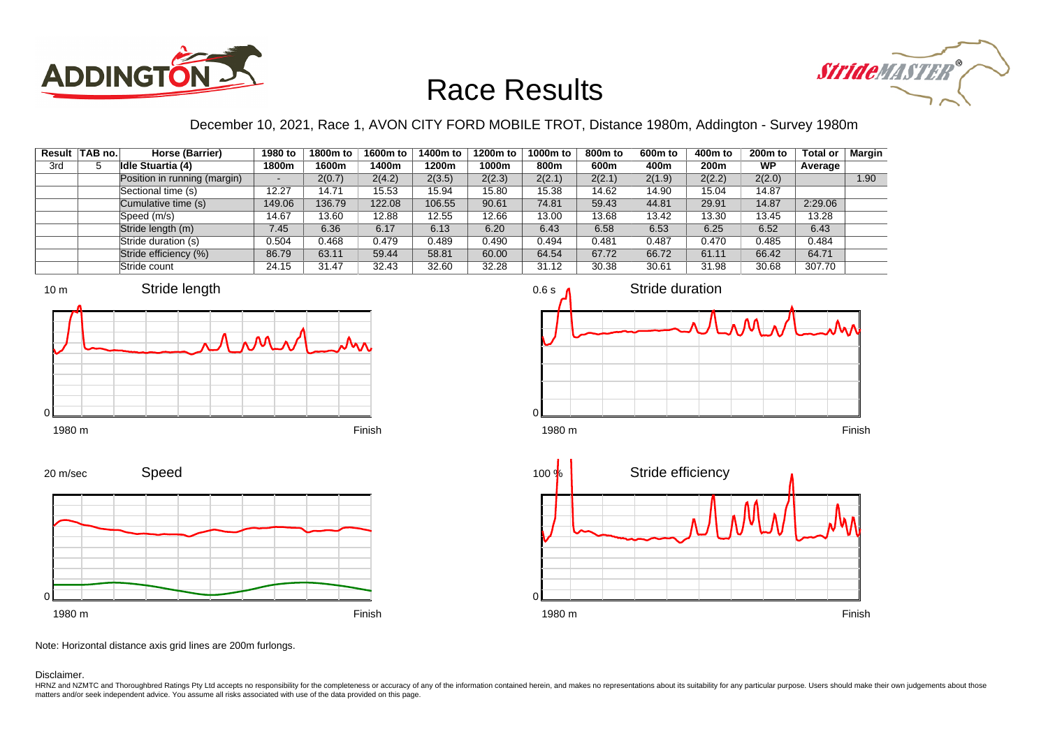# Race Results

December 10, 2021, Race 1, AVON CITY FORD MOBILE TROT, Distance 1980m, Addington - Survey 1980m

| Result | TAB no. | Horse (Barrier) | 1980 to 1800m | 1800m to 1600m | 1600m to 1400m | 1400m to 1200m | 1200m to 1000m | 1000m to 800m | 800m to 600m | 600m to 400m | 400m to 200m | 200m to WP | Total or Average | Margin |
|---|---|---|---|---|---|---|---|---|---|---|---|---|---|---|
| 3rd | 5 | **Idle Stuartia (4)** | | | | | | | | | | | | |
| | | Position in running (margin) | - | 2(0.7) | 2(4.2) | 2(3.5) | 2(2.3) | 2(2.1) | 2(2.1) | 2(1.9) | 2(2.2) | 2(2.0) | | 1.90 |
| | | Sectional time (s) | 12.27 | 14.71 | 15.53 | 15.94 | 15.80 | 15.38 | 14.62 | 14.90 | 15.04 | 14.87 | | |
| | | Cumulative time (s) | 149.06 | 136.79 | 122.08 | 106.55 | 90.61 | 74.81 | 59.43 | 44.81 | 29.91 | 14.87 | 2:29.06 | |
| | | Speed (m/s) | 14.67 | 13.60 | 12.88 | 12.55 | 12.66 | 13.00 | 13.68 | 13.42 | 13.30 | 13.45 | 13.28 | |
| | | Stride length (m) | 7.45 | 6.36 | 6.17 | 6.13 | 6.20 | 6.43 | 6.58 | 6.53 | 6.25 | 6.52 | 6.43 | |
| | | Stride duration (s) | 0.504 | 0.468 | 0.479 | 0.489 | 0.490 | 0.494 | 0.481 | 0.487 | 0.470 | 0.485 | 0.484 | |
| | | Stride efficiency (%) | 86.79 | 63.11 | 59.44 | 58.81 | 60.00 | 64.54 | 67.72 | 66.72 | 61.11 | 66.42 | 64.71 | |
| | | Stride count | 24.15 | 31.47 | 32.43 | 32.60 | 32.28 | 31.12 | 30.38 | 30.61 | 31.98 | 30.68 | 307.70 | |

Note: Horizontal distance axis grid lines are 200m furlongs.

Disclaimer.

HRNZ and NZMTC and Thoroughbred Ratings Pty Ltd accepts no responsibility for the completeness or accuracy of any of the information contained herein, and makes no representations about its suitability for any particular purpose. Users should make their own judgements about those matters and/or seek independent advice. You assume all risks associated with use of the data provided on this page.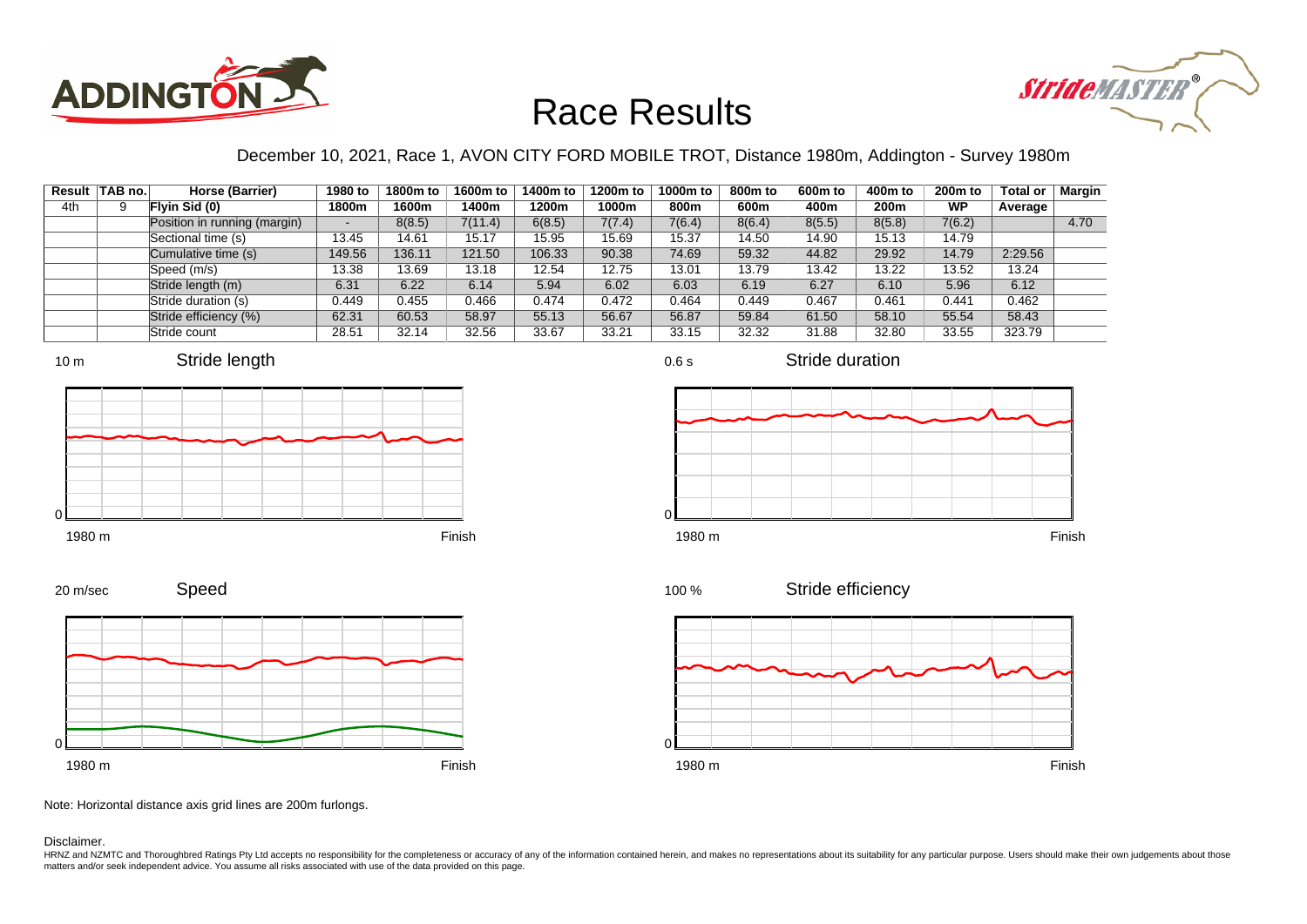# Race Results

December 10, 2021, Race 1, AVON CITY FORD MOBILE TROT, Distance 1980m, Addington - Survey 1980m

| Result | TAB no. | Horse (Barrier) | 1980 to 1800m | 1800m to 1600m | 1600m to 1400m | 1400m to 1200m | 1200m to 1000m | 1000m to 800m | 800m to 600m | 600m to 400m | 400m to 200m | 200m to WP | Total or Average | Margin |
|---|---|---|---|---|---|---|---|---|---|---|---|---|---|---|
| 4th | 9 | **Flyin Sid (0)** | | | | | | | | | | | | |
| | | Position in running (margin) | - | 8(8.5) | 7(11.4) | 6(8.5) | 7(7.4) | 7(6.4) | 8(6.4) | 8(5.5) | 8(5.8) | 7(6.2) | | 4.70 |
| | | Sectional time (s) | 13.45 | 14.61 | 15.17 | 15.95 | 15.69 | 15.37 | 14.50 | 14.90 | 15.13 | 14.79 | | |
| | | Cumulative time (s) | 149.56 | 136.11 | 121.50 | 106.33 | 90.38 | 74.69 | 59.32 | 44.82 | 29.92 | 14.79 | 2:29.56 | |
| | | Speed (m/s) | 13.38 | 13.69 | 13.18 | 12.54 | 12.75 | 13.01 | 13.79 | 13.42 | 13.22 | 13.52 | 13.24 | |
| | | Stride length (m) | 6.31 | 6.22 | 6.14 | 5.94 | 6.02 | 6.03 | 6.19 | 6.27 | 6.10 | 5.96 | 6.12 | |
| | | Stride duration (s) | 0.449 | 0.455 | 0.466 | 0.474 | 0.472 | 0.464 | 0.449 | 0.467 | 0.461 | 0.441 | 0.462 | |
| | | Stride efficiency (%) | 62.31 | 60.53 | 58.97 | 55.13 | 56.67 | 56.87 | 59.84 | 61.50 | 58.10 | 55.54 | 58.43 | |
| | | Stride count | 28.51 | 32.14 | 32.56 | 33.67 | 33.21 | 33.15 | 32.32 | 31.88 | 32.80 | 33.55 | 323.79 | |

Stride length (10 m, 0; 1980 m – Finish)

Stride duration (0.6 s, 0; 1980 m – Finish)

Speed (20 m/sec, 0; 1980 m – Finish)

Stride efficiency (100 %, 0; 1980 m – Finish)

Note: Horizontal distance axis grid lines are 200m furlongs.

Disclaimer.

HRNZ and NZMTC and Thoroughbred Ratings Pty Ltd accepts no responsibility for the completeness or accuracy of any of the information contained herein, and makes no representations about its suitability for any particular purpose. Users should make their own judgements about those matters and/or seek independent advice. You assume all risks associated with use of the data provided on this page.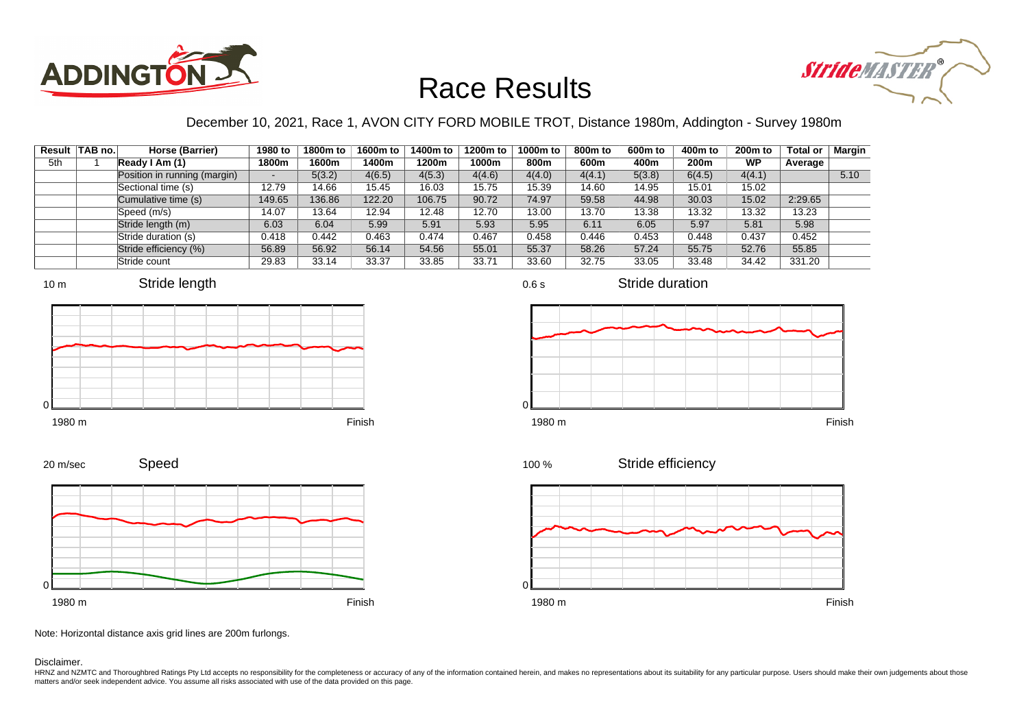# Race Results

December 10, 2021, Race 1, AVON CITY FORD MOBILE TROT, Distance 1980m, Addington - Survey 1980m

| Result | TAB no. | Horse (Barrier) | 1980 to 1800m | 1800m to 1600m | 1600m to 1400m | 1400m to 1200m | 1200m to 1000m | 1000m to 800m | 800m to 600m | 600m to 400m | 400m to 200m | 200m to WP | Total or Average | Margin |
|---|---|---|---|---|---|---|---|---|---|---|---|---|---|---|
| 5th | 1 | **Ready I Am (1)** | | | | | | | | | | | | |
| | | Position in running (margin) | - | 5(3.2) | 4(6.5) | 4(5.3) | 4(4.6) | 4(4.0) | 4(4.1) | 5(3.8) | 6(4.5) | 4(4.1) | | 5.10 |
| | | Sectional time (s) | 12.79 | 14.66 | 15.45 | 16.03 | 15.75 | 15.39 | 14.60 | 14.95 | 15.01 | 15.02 | | |
| | | Cumulative time (s) | 149.65 | 136.86 | 122.20 | 106.75 | 90.72 | 74.97 | 59.58 | 44.98 | 30.03 | 15.02 | 2:29.65 | |
| | | Speed (m/s) | 14.07 | 13.64 | 12.94 | 12.48 | 12.70 | 13.00 | 13.70 | 13.38 | 13.32 | 13.32 | 13.23 | |
| | | Stride length (m) | 6.03 | 6.04 | 5.99 | 5.91 | 5.93 | 5.95 | 6.11 | 6.05 | 5.97 | 5.81 | 5.98 | |
| | | Stride duration (s) | 0.418 | 0.442 | 0.463 | 0.474 | 0.467 | 0.458 | 0.446 | 0.453 | 0.448 | 0.437 | 0.452 | |
| | | Stride efficiency (%) | 56.89 | 56.92 | 56.14 | 54.56 | 55.01 | 55.37 | 58.26 | 57.24 | 55.75 | 52.76 | 55.85 | |
| | | Stride count | 29.83 | 33.14 | 33.37 | 33.85 | 33.71 | 33.60 | 32.75 | 33.05 | 33.48 | 34.42 | 331.20 | |

Note: Horizontal distance axis grid lines are 200m furlongs.

Disclaimer.

HRNZ and NZMTC and Thoroughbred Ratings Pty Ltd accepts no responsibility for the completeness or accuracy of any of the information contained herein, and makes no representations about its suitability for any particular purpose. Users should make their own judgements about those matters and/or seek independent advice. You assume all risks associated with use of the data provided on this page.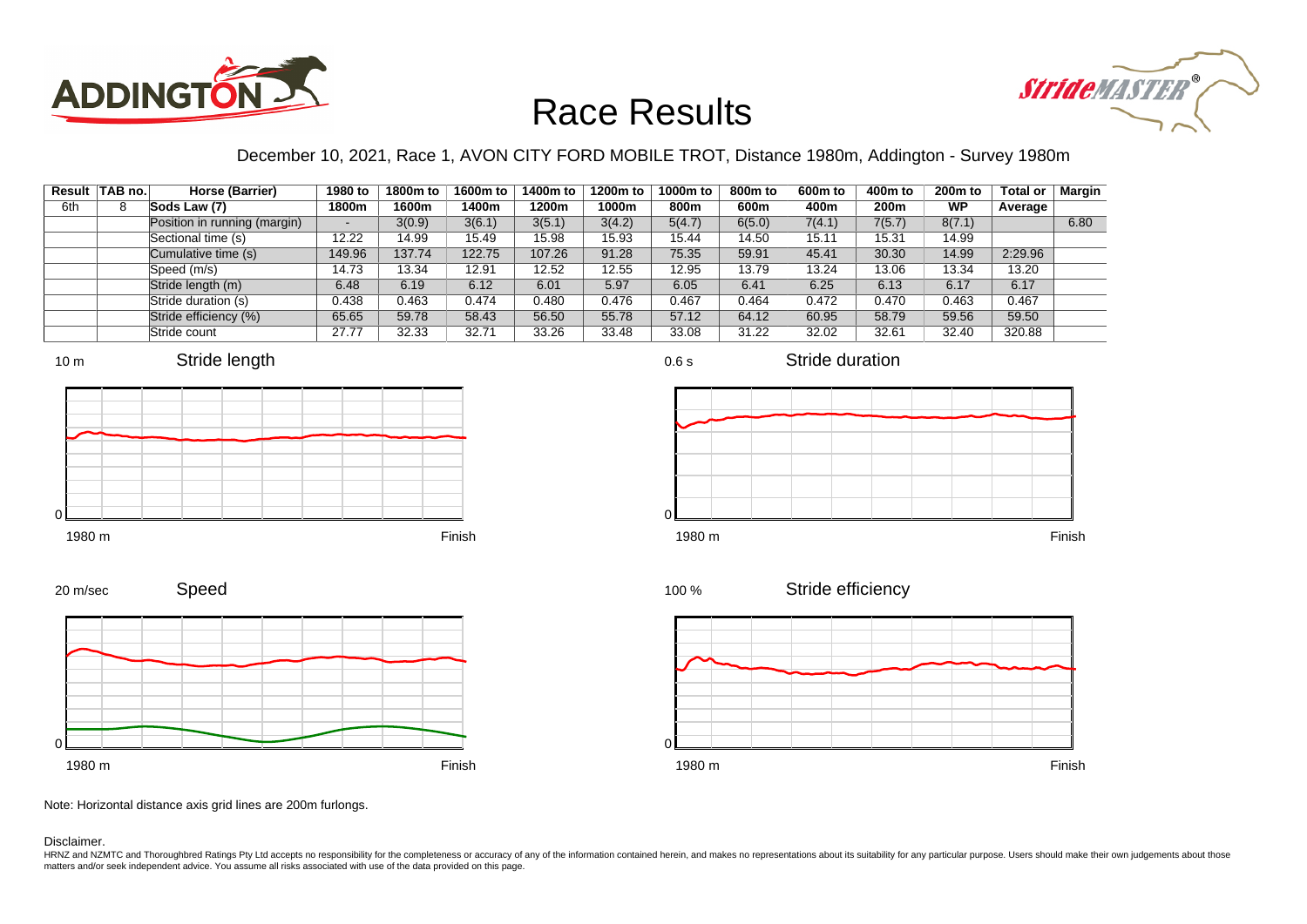# Race Results

December 10, 2021, Race 1, AVON CITY FORD MOBILE TROT, Distance 1980m, Addington - Survey 1980m

| Result | TAB no. | Horse (Barrier) | 1980 to 1800m | 1800m to 1600m | 1600m to 1400m | 1400m to 1200m | 1200m to 1000m | 1000m to 800m | 800m to 600m | 600m to 400m | 400m to 200m | 200m to WP | Total or Average | Margin |
|---|---|---|---|---|---|---|---|---|---|---|---|---|---|---|
| 6th | 8 | Sods Law (7) | | | | | | | | | | | | |
| | | Position in running (margin) | - | 3(0.9) | 3(6.1) | 3(5.1) | 3(4.2) | 5(4.7) | 6(5.0) | 7(4.1) | 7(5.7) | 8(7.1) | | 6.80 |
| | | Sectional time (s) | 12.22 | 14.99 | 15.49 | 15.98 | 15.93 | 15.44 | 14.50 | 15.11 | 15.31 | 14.99 | | |
| | | Cumulative time (s) | 149.96 | 137.74 | 122.75 | 107.26 | 91.28 | 75.35 | 59.91 | 45.41 | 30.30 | 14.99 | 2:29.96 | |
| | | Speed (m/s) | 14.73 | 13.34 | 12.91 | 12.52 | 12.55 | 12.95 | 13.79 | 13.24 | 13.06 | 13.34 | 13.20 | |
| | | Stride length (m) | 6.48 | 6.19 | 6.12 | 6.01 | 5.97 | 6.05 | 6.41 | 6.25 | 6.13 | 6.17 | 6.17 | |
| | | Stride duration (s) | 0.438 | 0.463 | 0.474 | 0.480 | 0.476 | 0.467 | 0.464 | 0.472 | 0.470 | 0.463 | 0.467 | |
| | | Stride efficiency (%) | 65.65 | 59.78 | 58.43 | 56.50 | 55.78 | 57.12 | 64.12 | 60.95 | 58.79 | 59.56 | 59.50 | |
| | | Stride count | 27.77 | 32.33 | 32.71 | 33.26 | 33.48 | 33.08 | 31.22 | 32.02 | 32.61 | 32.40 | 320.88 | |

Note: Horizontal distance axis grid lines are 200m furlongs.

Disclaimer.

HRNZ and NZMTC and Thoroughbred Ratings Pty Ltd accepts no responsibility for the completeness or accuracy of any of the information contained herein, and makes no representations about its suitability for any particular purpose. Users should make their own judgements about those matters and/or seek independent advice. You assume all risks associated with use of the data provided on this page.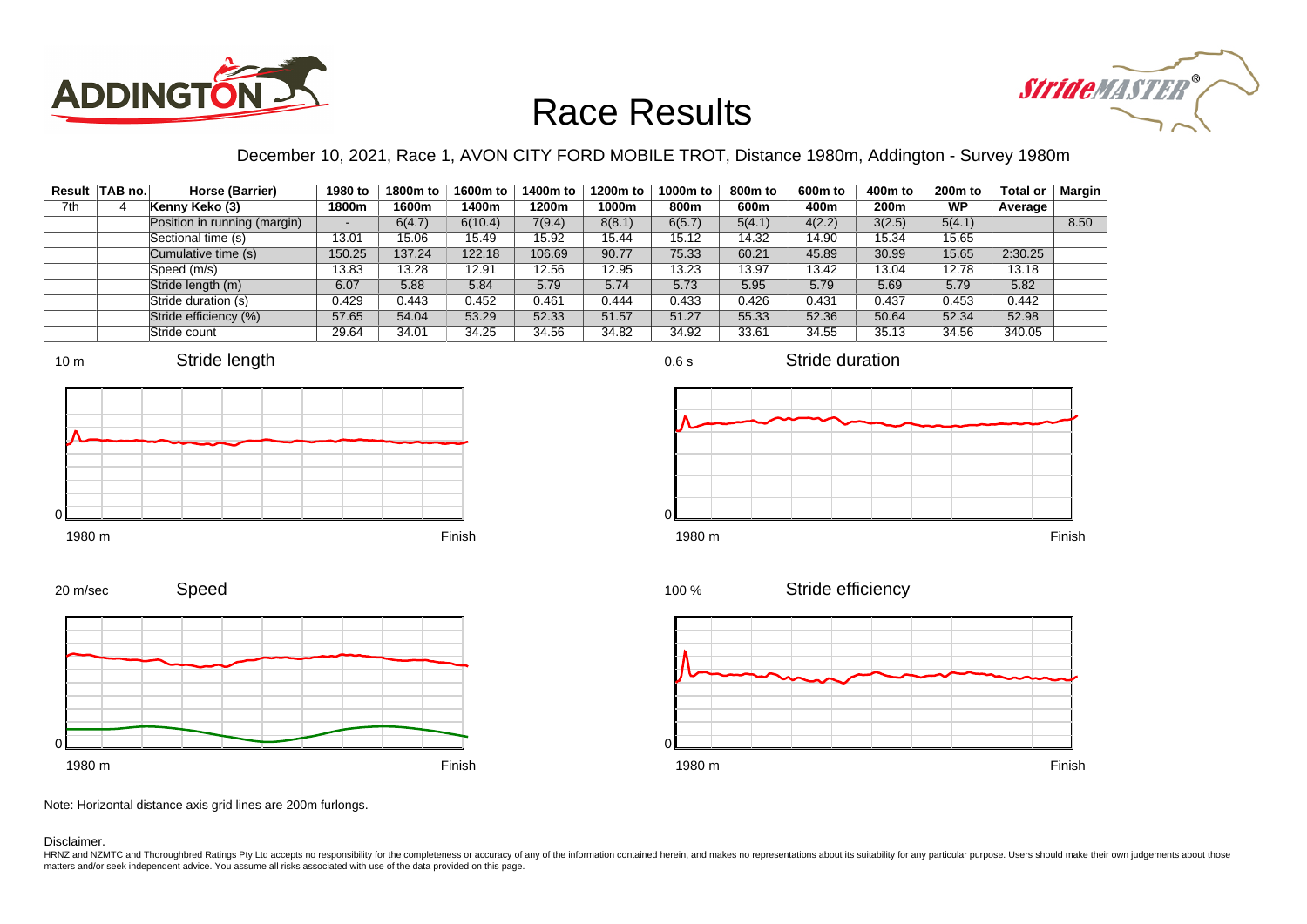# Race Results

December 10, 2021, Race 1, AVON CITY FORD MOBILE TROT, Distance 1980m, Addington - Survey 1980m

| Result | TAB no. | Horse (Barrier) | 1980 to 1800m | 1800m to 1600m | 1600m to 1400m | 1400m to 1200m | 1200m to 1000m | 1000m to 800m | 800m to 600m | 600m to 400m | 400m to 200m | 200m to WP | Total or Average | Margin |
|---|---|---|---|---|---|---|---|---|---|---|---|---|---|---|
| 7th | 4 | Kenny Keko (3) | | | | | | | | | | | | |
| | | Position in running (margin) | - | 6(4.7) | 6(10.4) | 7(9.4) | 8(8.1) | 6(5.7) | 5(4.1) | 4(2.2) | 3(2.5) | 5(4.1) | | 8.50 |
| | | Sectional time (s) | 13.01 | 15.06 | 15.49 | 15.92 | 15.44 | 15.12 | 14.32 | 14.90 | 15.34 | 15.65 | | |
| | | Cumulative time (s) | 150.25 | 137.24 | 122.18 | 106.69 | 90.77 | 75.33 | 60.21 | 45.89 | 30.99 | 15.65 | 2:30.25 | |
| | | Speed (m/s) | 13.83 | 13.28 | 12.91 | 12.56 | 12.95 | 13.23 | 13.97 | 13.42 | 13.04 | 12.78 | 13.18 | |
| | | Stride length (m) | 6.07 | 5.88 | 5.84 | 5.79 | 5.74 | 5.73 | 5.95 | 5.79 | 5.69 | 5.79 | 5.82 | |
| | | Stride duration (s) | 0.429 | 0.443 | 0.452 | 0.461 | 0.444 | 0.433 | 0.426 | 0.431 | 0.437 | 0.453 | 0.442 | |
| | | Stride efficiency (%) | 57.65 | 54.04 | 53.29 | 52.33 | 51.57 | 51.27 | 55.33 | 52.36 | 50.64 | 52.34 | 52.98 | |
| | | Stride count | 29.64 | 34.01 | 34.25 | 34.56 | 34.82 | 34.92 | 33.61 | 34.55 | 35.13 | 34.56 | 340.05 | |

Stride length (10 m, 0, 1980 m – Finish)

Stride duration (0.6 s, 0, 1980 m – Finish)

Speed (20 m/sec, 0, 1980 m – Finish)

Stride efficiency (100 %, 0, 1980 m – Finish)

Note: Horizontal distance axis grid lines are 200m furlongs.

Disclaimer.

HRNZ and NZMTC and Thoroughbred Ratings Pty Ltd accepts no responsibility for the completeness or accuracy of any of the information contained herein, and makes no representations about its suitability for any particular purpose. Users should make their own judgements about those matters and/or seek independent advice. You assume all risks associated with use of the data provided on this page.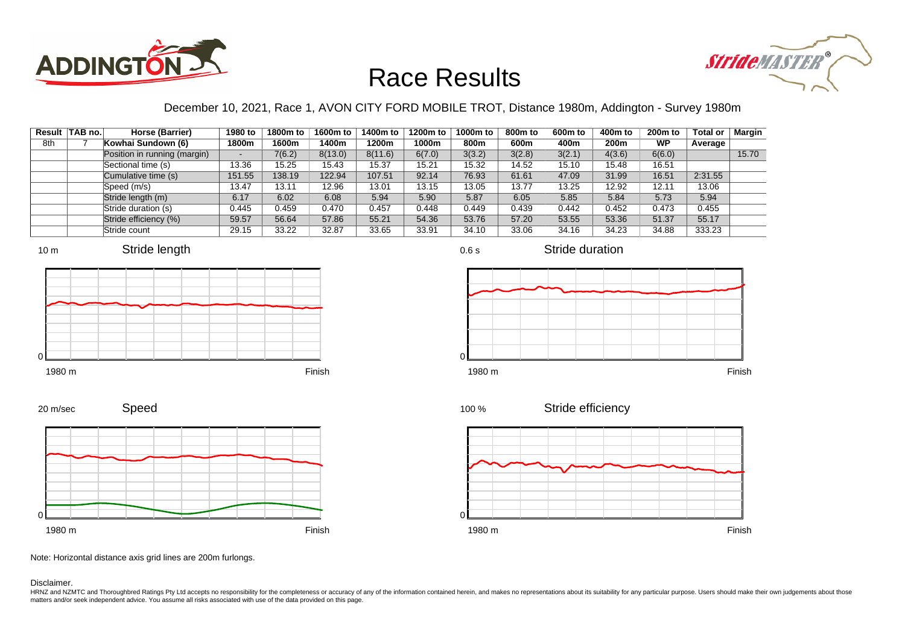# Race Results

December 10, 2021, Race 1, AVON CITY FORD MOBILE TROT, Distance 1980m, Addington - Survey 1980m

| Result | TAB no. | Horse (Barrier) | 1980 to 1800m | 1800m to 1600m | 1600m to 1400m | 1400m to 1200m | 1200m to 1000m | 1000m to 800m | 800m to 600m | 600m to 400m | 400m to 200m | 200m to WP | Total or Average | Margin |
|---|---|---|---|---|---|---|---|---|---|---|---|---|---|---|
| 8th | 7 | Kowhai Sundown (6) | | | | | | | | | | | | |
| | | Position in running (margin) | - | 7(6.2) | 8(13.0) | 8(11.6) | 6(7.0) | 3(3.2) | 3(2.8) | 3(2.1) | 4(3.6) | 6(6.0) | | 15.70 |
| | | Sectional time (s) | 13.36 | 15.25 | 15.43 | 15.37 | 15.21 | 15.32 | 14.52 | 15.10 | 15.48 | 16.51 | | |
| | | Cumulative time (s) | 151.55 | 138.19 | 122.94 | 107.51 | 92.14 | 76.93 | 61.61 | 47.09 | 31.99 | 16.51 | 2:31.55 | |
| | | Speed (m/s) | 13.47 | 13.11 | 12.96 | 13.01 | 13.15 | 13.05 | 13.77 | 13.25 | 12.92 | 12.11 | 13.06 | |
| | | Stride length (m) | 6.17 | 6.02 | 6.08 | 5.94 | 5.90 | 5.87 | 6.05 | 5.85 | 5.84 | 5.73 | 5.94 | |
| | | Stride duration (s) | 0.445 | 0.459 | 0.470 | 0.457 | 0.448 | 0.449 | 0.439 | 0.442 | 0.452 | 0.473 | 0.455 | |
| | | Stride efficiency (%) | 59.57 | 56.64 | 57.86 | 55.21 | 54.36 | 53.76 | 57.20 | 53.55 | 53.36 | 51.37 | 55.17 | |
| | | Stride count | 29.15 | 33.22 | 32.87 | 33.65 | 33.91 | 34.10 | 33.06 | 34.16 | 34.23 | 34.88 | 333.23 | |

Stride length
10 m
0
1980 m
Finish

Stride duration
0.6 s
0
1980 m
Finish

Speed
20 m/sec
0
1980 m
Finish

Stride efficiency
100 %
0
1980 m
Finish

Note: Horizontal distance axis grid lines are 200m furlongs.

Disclaimer.

HRNZ and NZMTC and Thoroughbred Ratings Pty Ltd accepts no responsibility for the completeness or accuracy of any of the information contained herein, and makes no representations about its suitability for any particular purpose. Users should make their own judgements about those matters and/or seek independent advice. You assume all risks associated with use of the data provided on this page.